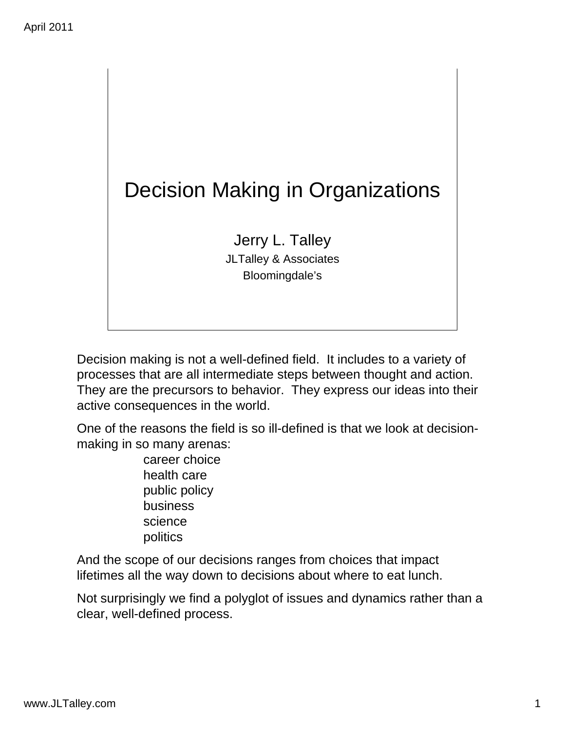# Decision Making in Organizations

Jerry L. Talley

JLTalley & Associates

Bloomingdale's

Decision making is not a well-defined field. It includes to a variety of processes that are all intermediate steps between thought and action. They are the precursors to behavior. They express our ideas into their active consequences in the world.

One of the reasons the field is so ill-defined is that we look at decision-making in so many arenas:

- career choice
- health care
- public policy
- business
- science
- politics

And the scope of our decisions ranges from choices that impact lifetimes all the way down to decisions about where to eat lunch.

Not surprisingly we find a polyglot of issues and dynamics rather than a clear, well-defined process.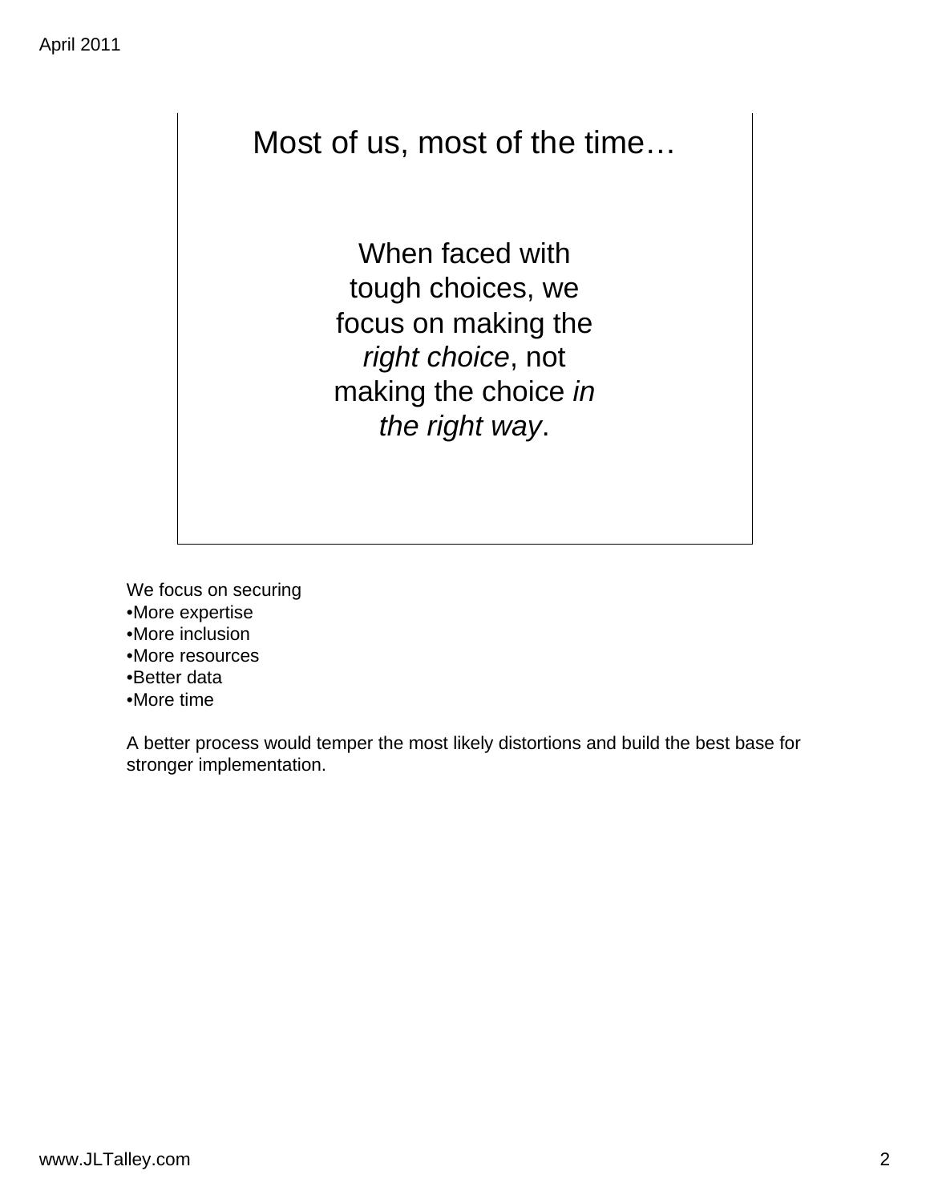## Most of us, most of the time…

When faced with tough choices, we focus on making the *right choice*, not making the choice *in the right way*.

We focus on securing

- More expertise
- More inclusion
- More resources
- Better data
- More time

A better process would temper the most likely distortions and build the best base for stronger implementation.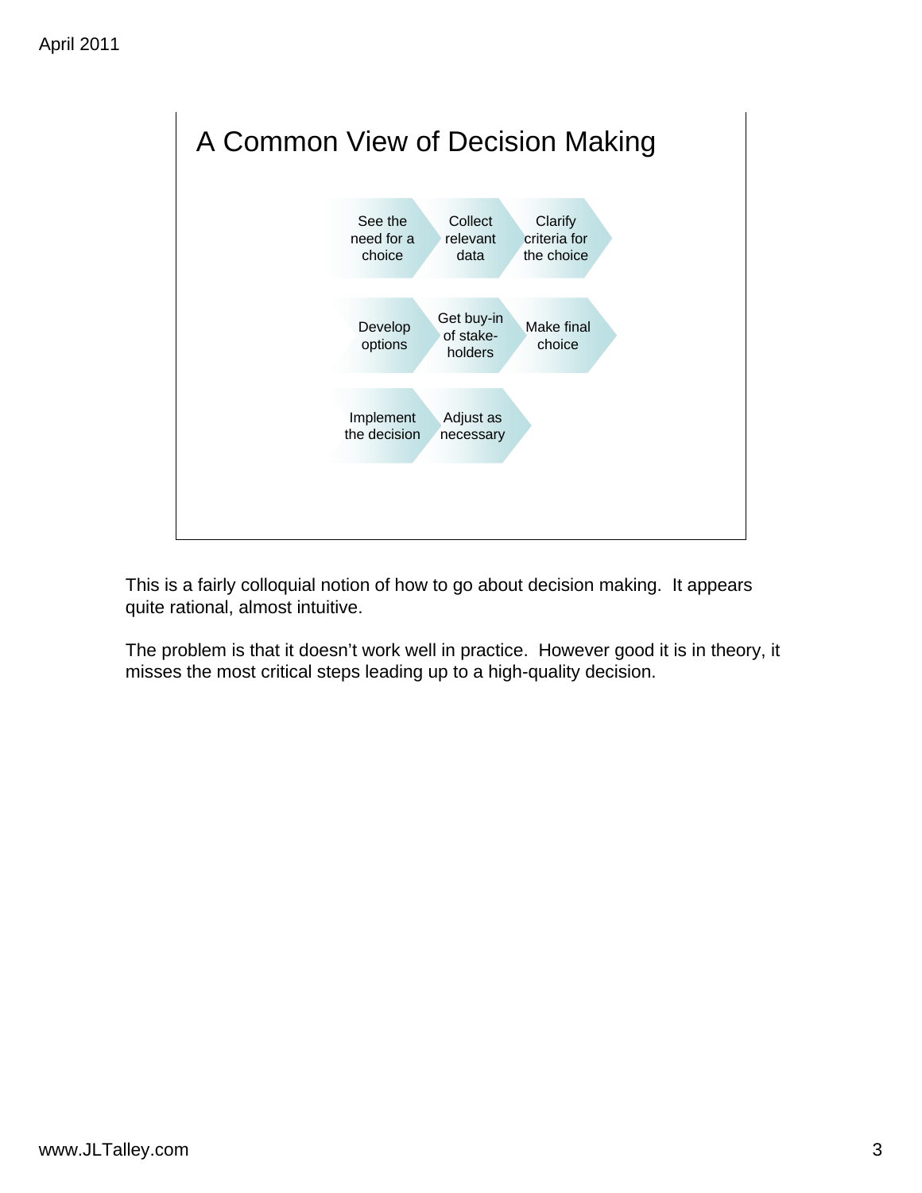# A Common View of Decision Making

- See the need for a choice
- Collect relevant data
- Clarify criteria for the choice
- Develop options
- Get buy-in of stake-holders
- Make final choice
- Implement the decision
- Adjust as necessary

This is a fairly colloquial notion of how to go about decision making. It appears quite rational, almost intuitive.

The problem is that it doesn't work well in practice. However good it is in theory, it misses the most critical steps leading up to a high-quality decision.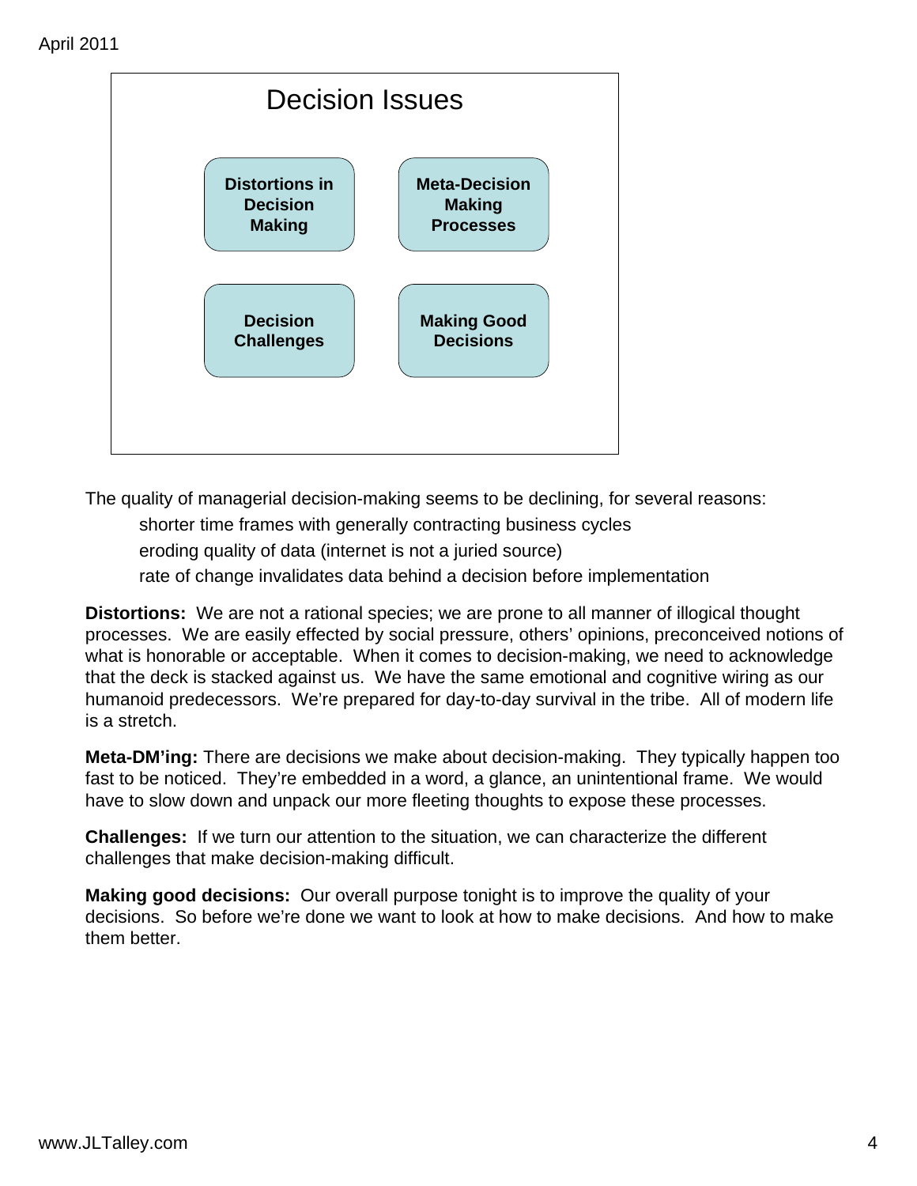## Decision Issues

**Distortions in Decision Making**

**Meta-Decision Making Processes**

**Decision Challenges**

**Making Good Decisions**

The quality of managerial decision-making seems to be declining, for several reasons:

- shorter time frames with generally contracting business cycles
- eroding quality of data (internet is not a juried source)
- rate of change invalidates data behind a decision before implementation

**Distortions:** We are not a rational species; we are prone to all manner of illogical thought processes. We are easily effected by social pressure, others' opinions, preconceived notions of what is honorable or acceptable. When it comes to decision-making, we need to acknowledge that the deck is stacked against us. We have the same emotional and cognitive wiring as our humanoid predecessors. We're prepared for day-to-day survival in the tribe. All of modern life is a stretch.

**Meta-DM'ing:** There are decisions we make about decision-making. They typically happen too fast to be noticed. They're embedded in a word, a glance, an unintentional frame. We would have to slow down and unpack our more fleeting thoughts to expose these processes.

**Challenges:** If we turn our attention to the situation, we can characterize the different challenges that make decision-making difficult.

**Making good decisions:** Our overall purpose tonight is to improve the quality of your decisions. So before we're done we want to look at how to make decisions. And how to make them better.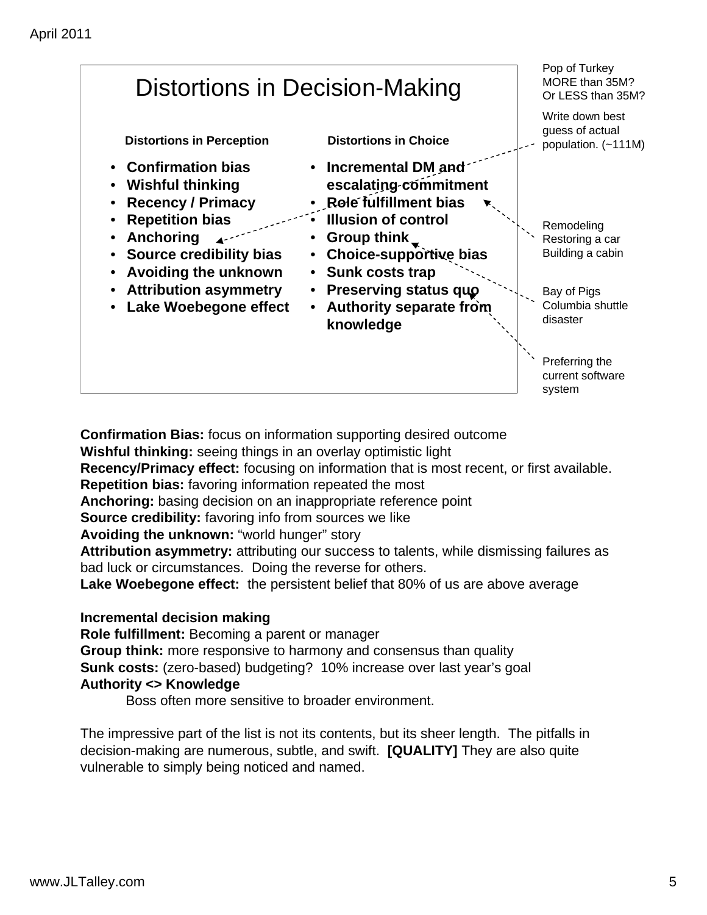April 2011

# Distortions in Decision-Making

| Distortions in Perception | Distortions in Choice |
| --- | --- |
| • Confirmation bias | • Incremental DM and escalating commitment |
| • Wishful thinking | • Role fulfillment bias |
| • Recency / Primacy | • Illusion of control |
| • Repetition bias | • Group think |
| • Anchoring | • Choice-supportive bias |
| • Source credibility bias | • Sunk costs trap |
| • Avoiding the unknown | • Preserving status quo |
| • Attribution asymmetry | • Authority separate from knowledge |
| • Lake Woebegone effect | |

Pop of Turkey MORE than 35M? Or LESS than 35M?

Write down best guess of actual population. (~111M)

Remodeling
Restoring a car
Building a cabin

Bay of Pigs
Columbia shuttle disaster

Preferring the current software system

**Confirmation Bias:** focus on information supporting desired outcome
**Wishful thinking:** seeing things in an overlay optimistic light
**Recency/Primacy effect:** focusing on information that is most recent, or first available.
**Repetition bias:** favoring information repeated the most
**Anchoring:** basing decision on an inappropriate reference point
**Source credibility:** favoring info from sources we like
**Avoiding the unknown:** "world hunger" story
**Attribution asymmetry:** attributing our success to talents, while dismissing failures as bad luck or circumstances. Doing the reverse for others.
**Lake Woebegone effect:** the persistent belief that 80% of us are above average

**Incremental decision making**
**Role fulfillment:** Becoming a parent or manager
**Group think:** more responsive to harmony and consensus than quality
**Sunk costs:** (zero-based) budgeting? 10% increase over last year's goal
**Authority <> Knowledge**

Boss often more sensitive to broader environment.

The impressive part of the list is not its contents, but its sheer length. The pitfalls in decision-making are numerous, subtle, and swift. **[QUALITY]** They are also quite vulnerable to simply being noticed and named.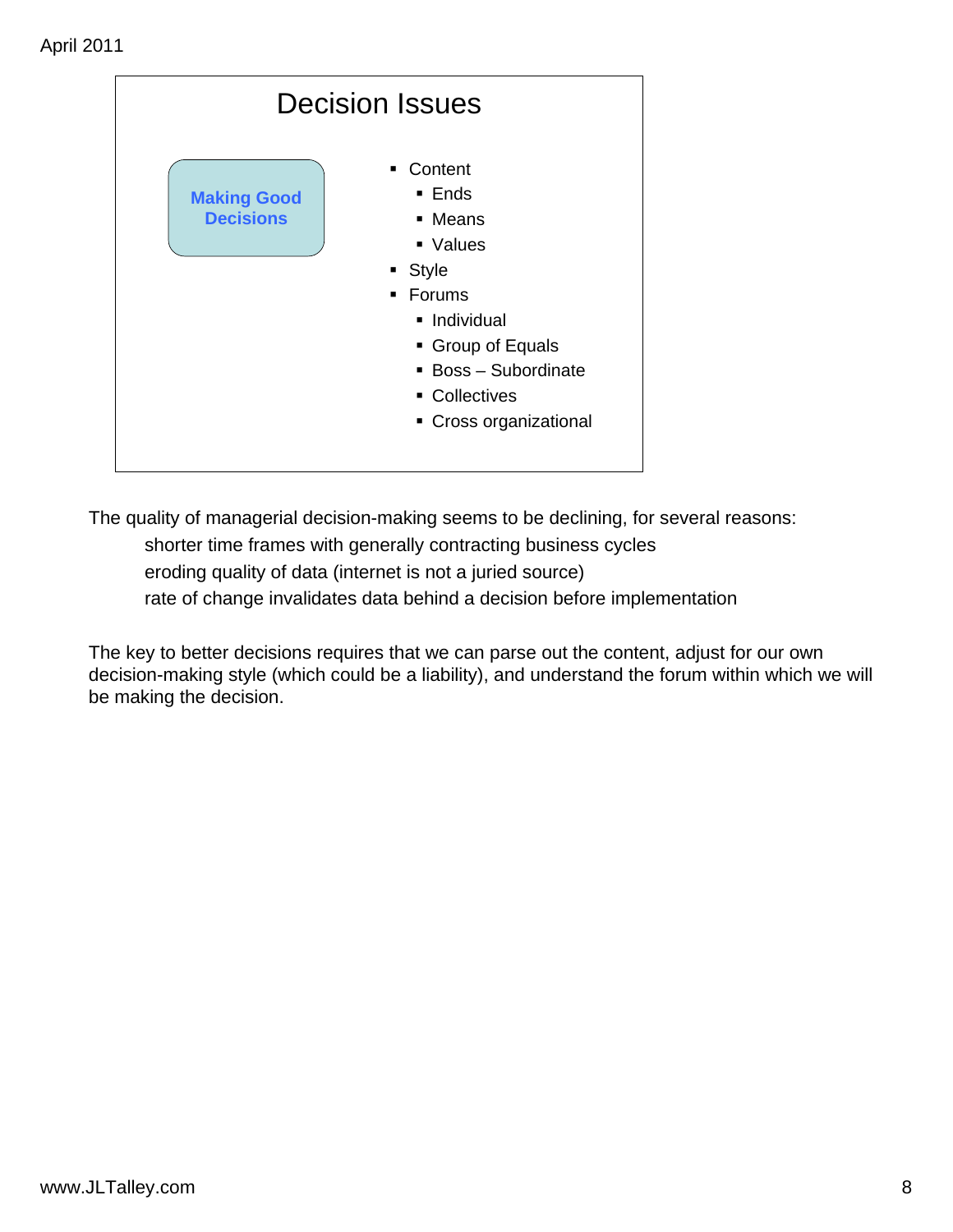## Decision Issues

**Making Good Decisions**

- Content
  - Ends
  - Means
  - Values
- Style
- Forums
  - Individual
  - Group of Equals
  - Boss – Subordinate
  - Collectives
  - Cross organizational

The quality of managerial decision-making seems to be declining, for several reasons:

shorter time frames with generally contracting business cycles
eroding quality of data (internet is not a juried source)
rate of change invalidates data behind a decision before implementation

The key to better decisions requires that we can parse out the content, adjust for our own decision-making style (which could be a liability), and understand the forum within which we will be making the decision.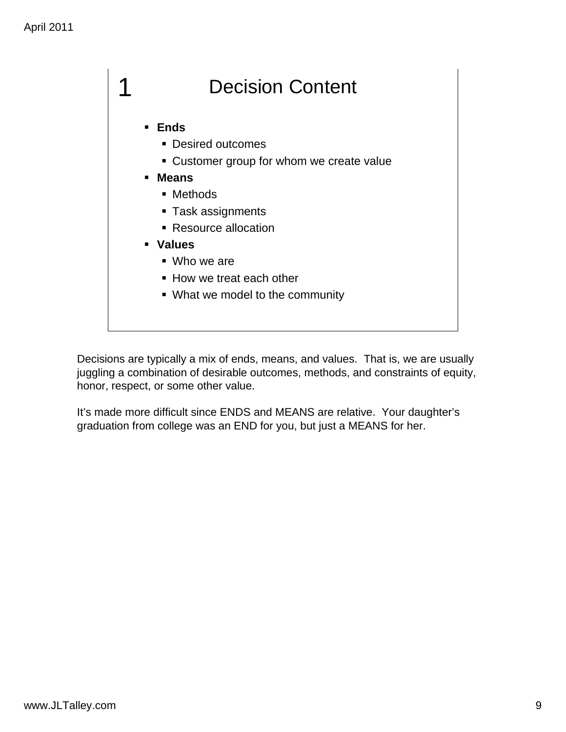## 1 Decision Content

- **Ends**
  - Desired outcomes
  - Customer group for whom we create value
- **Means**
  - Methods
  - Task assignments
  - Resource allocation
- **Values**
  - Who we are
  - How we treat each other
  - What we model to the community

Decisions are typically a mix of ends, means, and values. That is, we are usually juggling a combination of desirable outcomes, methods, and constraints of equity, honor, respect, or some other value.

It's made more difficult since ENDS and MEANS are relative. Your daughter's graduation from college was an END for you, but just a MEANS for her.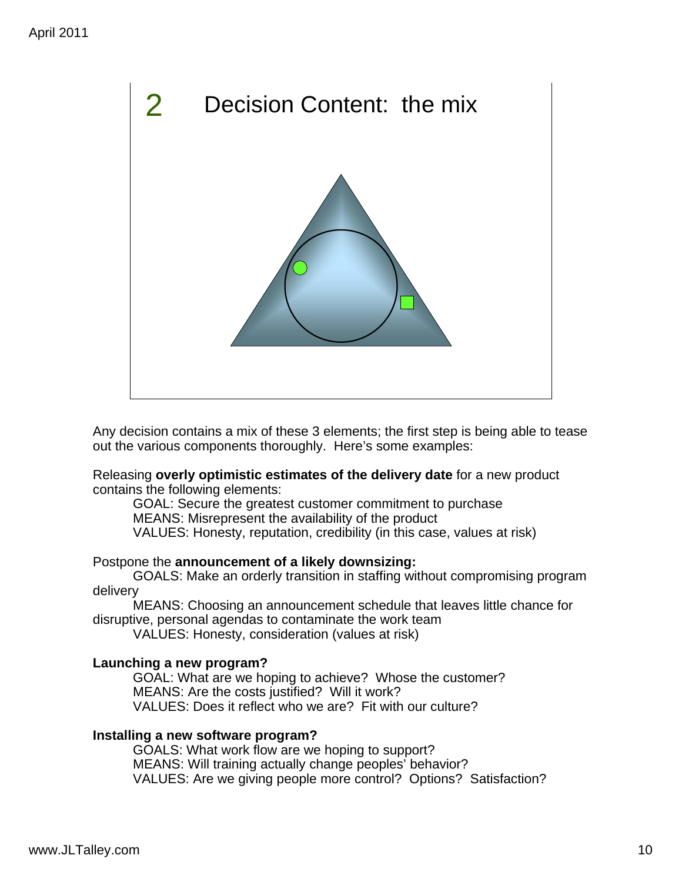## 2 Decision Content: the mix

Any decision contains a mix of these 3 elements; the first step is being able to tease out the various components thoroughly. Here's some examples:

Releasing **overly optimistic estimates of the delivery date** for a new product contains the following elements:

GOAL: Secure the greatest customer commitment to purchase
MEANS: Misrepresent the availability of the product
VALUES: Honesty, reputation, credibility (in this case, values at risk)

Postpone the **announcement of a likely downsizing:**

GOALS: Make an orderly transition in staffing without compromising program delivery
MEANS: Choosing an announcement schedule that leaves little chance for disruptive, personal agendas to contaminate the work team
VALUES: Honesty, consideration (values at risk)

**Launching a new program?**

GOAL: What are we hoping to achieve? Whose the customer?
MEANS: Are the costs justified? Will it work?
VALUES: Does it reflect who we are? Fit with our culture?

**Installing a new software program?**

GOALS: What work flow are we hoping to support?
MEANS: Will training actually change peoples' behavior?
VALUES: Are we giving people more control? Options? Satisfaction?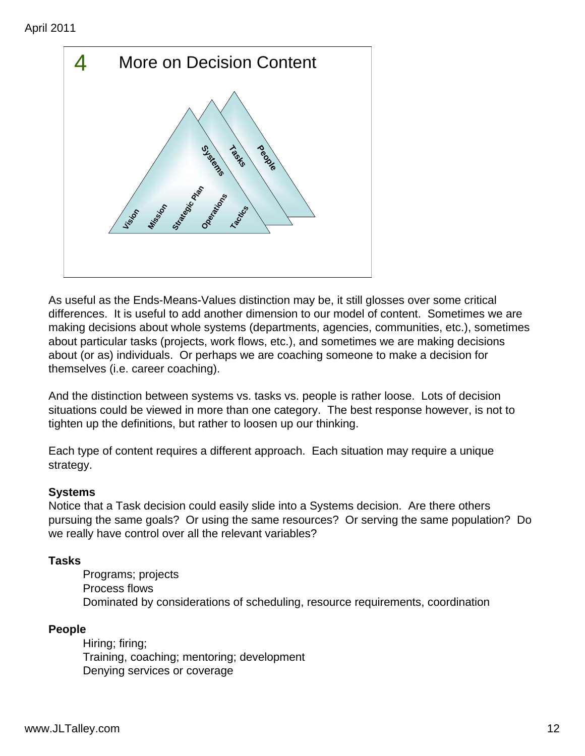## 4 More on Decision Content

Vision | Mission | Strategic Plan | Operations | Tactics

Systems | Tasks | People

As useful as the Ends-Means-Values distinction may be, it still glosses over some critical differences. It is useful to add another dimension to our model of content. Sometimes we are making decisions about whole systems (departments, agencies, communities, etc.), sometimes about particular tasks (projects, work flows, etc.), and sometimes we are making decisions about (or as) individuals. Or perhaps we are coaching someone to make a decision for themselves (i.e. career coaching).

And the distinction between systems vs. tasks vs. people is rather loose. Lots of decision situations could be viewed in more than one category. The best response however, is not to tighten up the definitions, but rather to loosen up our thinking.

Each type of content requires a different approach. Each situation may require a unique strategy.

**Systems**
Notice that a Task decision could easily slide into a Systems decision. Are there others pursuing the same goals? Or using the same resources? Or serving the same population? Do we really have control over all the relevant variables?

**Tasks**

Programs; projects
Process flows
Dominated by considerations of scheduling, resource requirements, coordination

**People**

Hiring; firing;
Training, coaching; mentoring; development
Denying services or coverage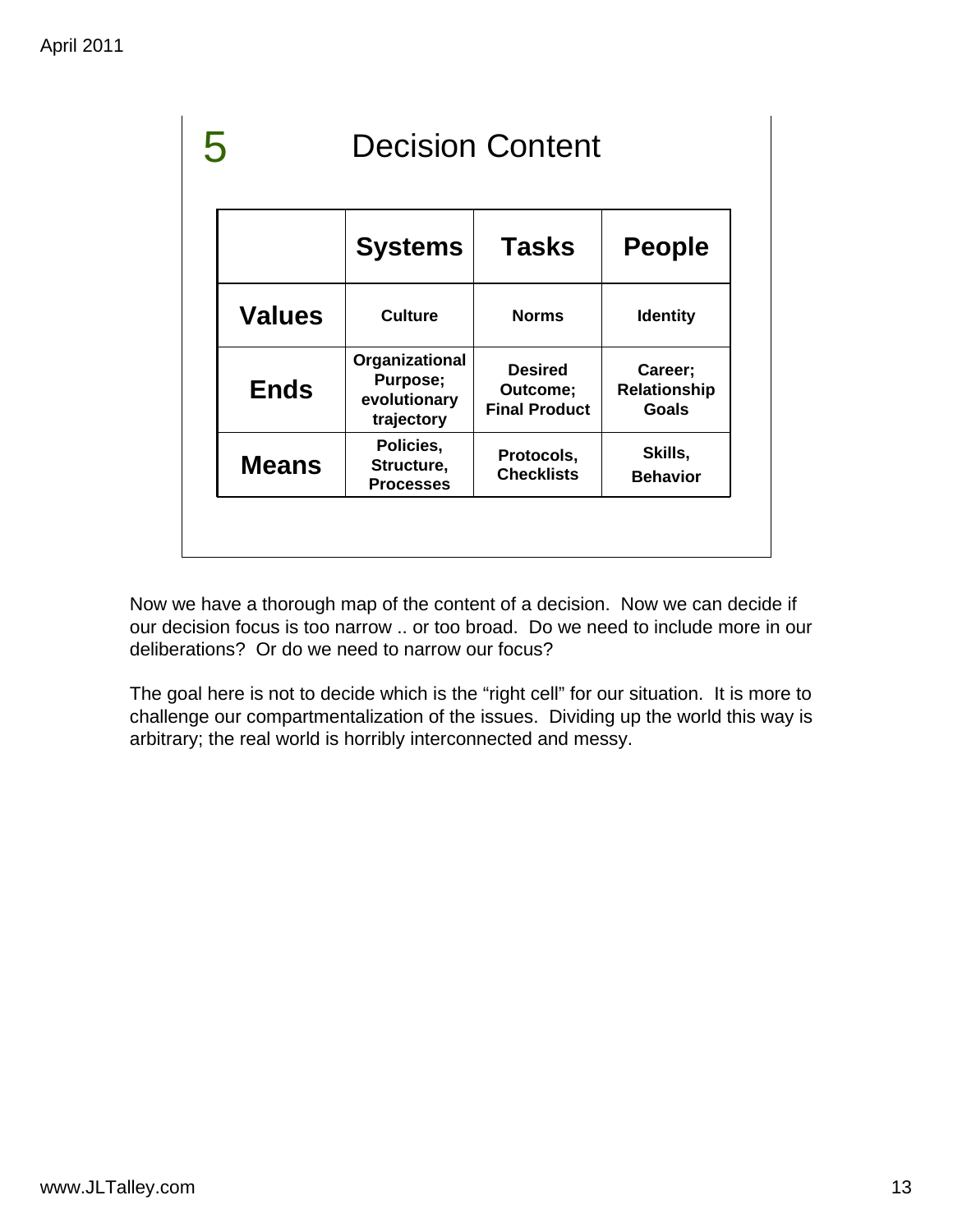## 5 Decision Content

| | Systems | Tasks | People |
|---|---|---|---|
| **Values** | Culture | Norms | Identity |
| **Ends** | Organizational Purpose; evolutionary trajectory | Desired Outcome; Final Product | Career; Relationship Goals |
| **Means** | Policies, Structure, Processes | Protocols, Checklists | Skills, Behavior |

Now we have a thorough map of the content of a decision. Now we can decide if our decision focus is too narrow .. or too broad. Do we need to include more in our deliberations? Or do we need to narrow our focus?

The goal here is not to decide which is the "right cell" for our situation. It is more to challenge our compartmentalization of the issues. Dividing up the world this way is arbitrary; the real world is horribly interconnected and messy.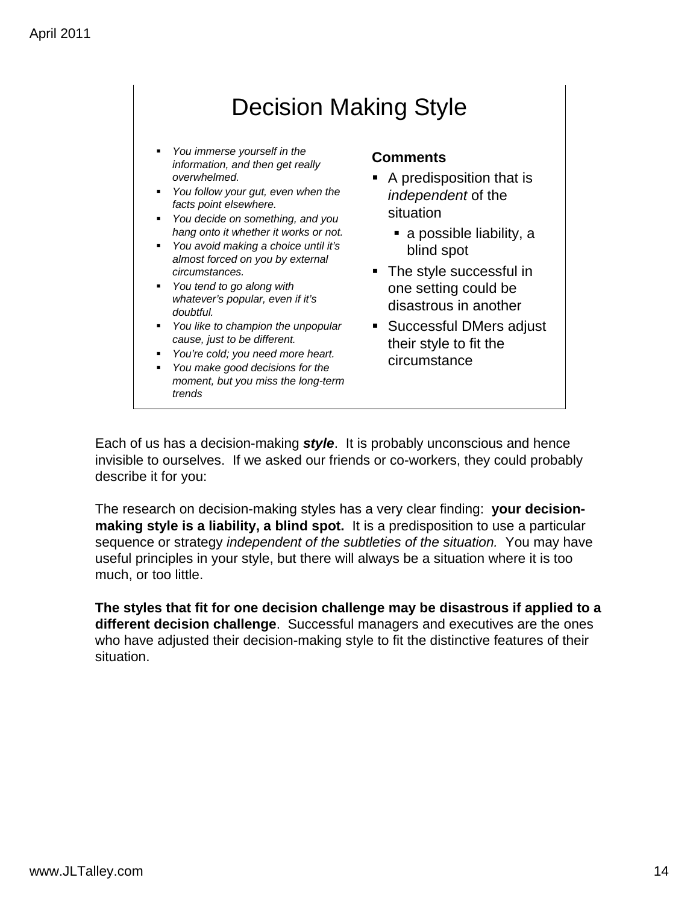# Decision Making Style

- *You immerse yourself in the information, and then get really overwhelmed.*
- *You follow your gut, even when the facts point elsewhere.*
- *You decide on something, and you hang onto it whether it works or not.*
- *You avoid making a choice until it's almost forced on you by external circumstances.*
- *You tend to go along with whatever's popular, even if it's doubtful.*
- *You like to champion the unpopular cause, just to be different.*
- *You're cold; you need more heart.*
- *You make good decisions for the moment, but you miss the long-term trends*

**Comments**

- A predisposition that is *independent* of the situation
  - a possible liability, a blind spot
- The style successful in one setting could be disastrous in another
- Successful DMers adjust their style to fit the circumstance

Each of us has a decision-making ***style***. It is probably unconscious and hence invisible to ourselves. If we asked our friends or co-workers, they could probably describe it for you:

The research on decision-making styles has a very clear finding: **your decision-making style is a liability, a blind spot.** It is a predisposition to use a particular sequence or strategy *independent of the subtleties of the situation.* You may have useful principles in your style, but there will always be a situation where it is too much, or too little.

**The styles that fit for one decision challenge may be disastrous if applied to a different decision challenge**. Successful managers and executives are the ones who have adjusted their decision-making style to fit the distinctive features of their situation.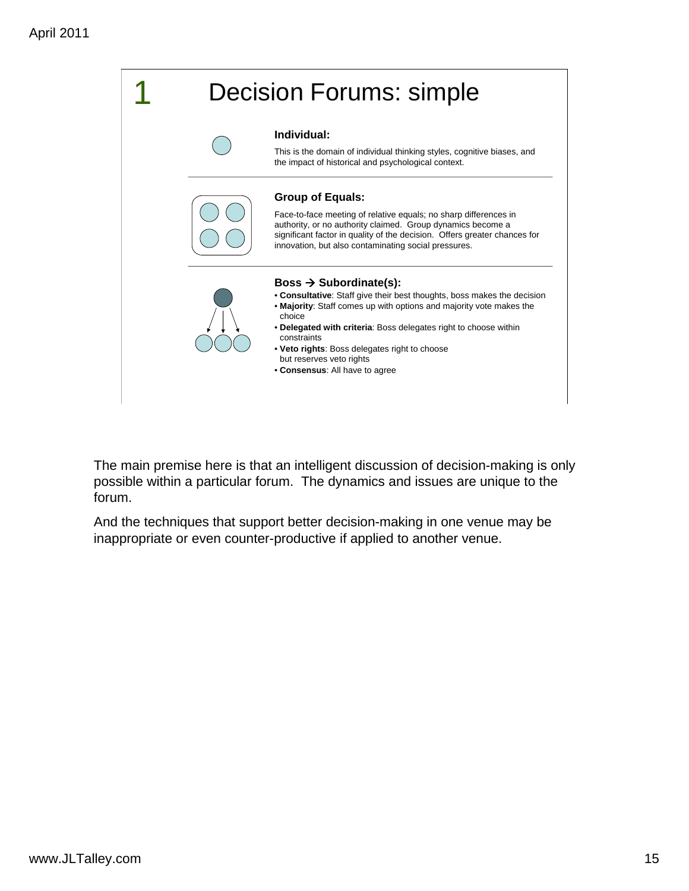1

# Decision Forums: simple

**Individual:**

This is the domain of individual thinking styles, cognitive biases, and the impact of historical and psychological context.

**Group of Equals:**

Face-to-face meeting of relative equals; no sharp differences in authority, or no authority claimed. Group dynamics become a significant factor in quality of the decision. Offers greater chances for innovation, but also contaminating social pressures.

**Boss → Subordinate(s):**

- **Consultative**: Staff give their best thoughts, boss makes the decision
- **Majority**: Staff comes up with options and majority vote makes the choice
- **Delegated with criteria**: Boss delegates right to choose within constraints
- **Veto rights**: Boss delegates right to choose but reserves veto rights
- **Consensus**: All have to agree

The main premise here is that an intelligent discussion of decision-making is only possible within a particular forum. The dynamics and issues are unique to the forum.

And the techniques that support better decision-making in one venue may be inappropriate or even counter-productive if applied to another venue.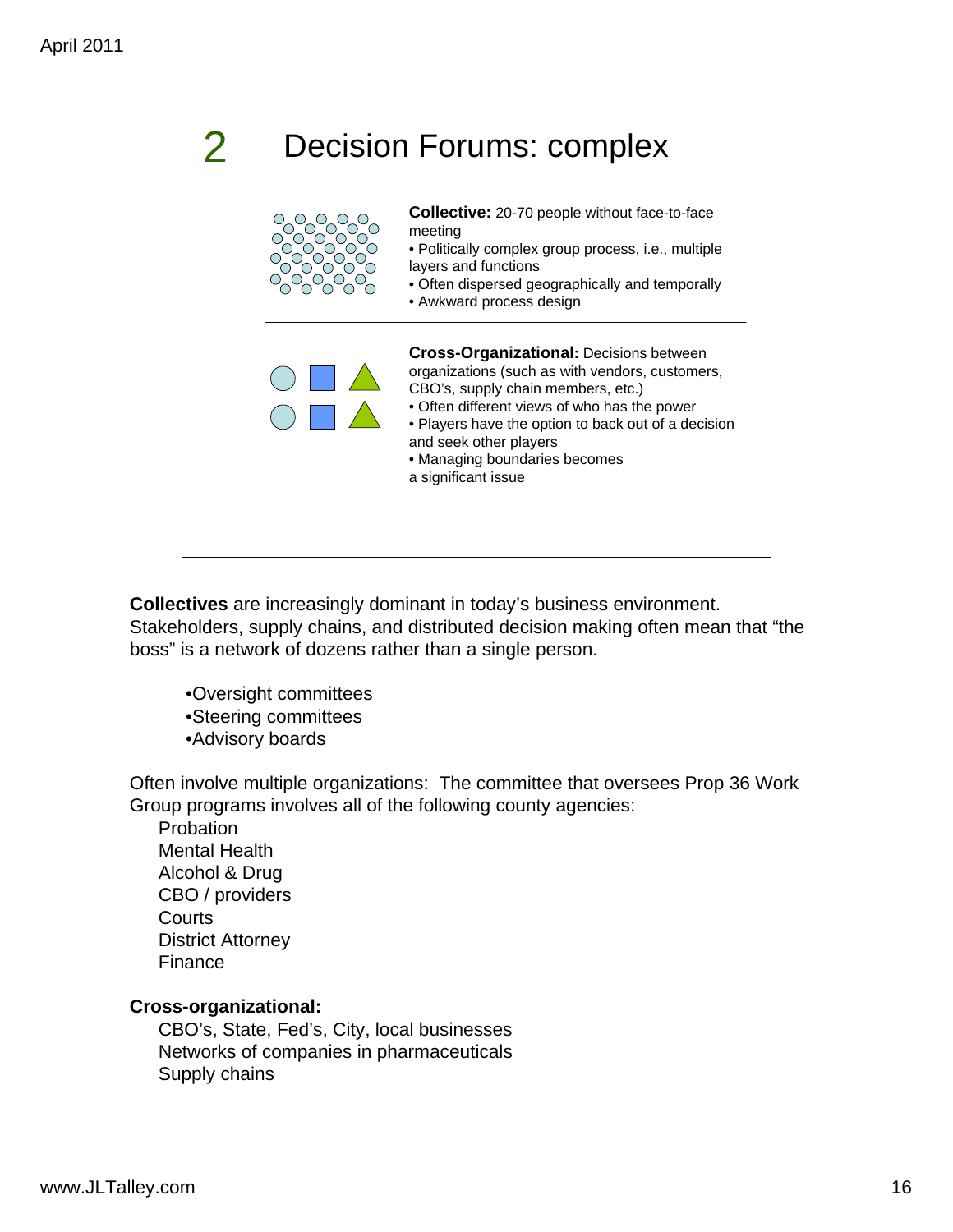## 2 Decision Forums: complex

**Collective:** 20-70 people without face-to-face meeting

- Politically complex group process, i.e., multiple layers and functions
- Often dispersed geographically and temporally
- Awkward process design

**Cross-Organizational:** Decisions between organizations (such as with vendors, customers, CBO's, supply chain members, etc.)

- Often different views of who has the power
- Players have the option to back out of a decision and seek other players
- Managing boundaries becomes a significant issue

**Collectives** are increasingly dominant in today's business environment. Stakeholders, supply chains, and distributed decision making often mean that "the boss" is a network of dozens rather than a single person.

- Oversight committees
- Steering committees
- Advisory boards

Often involve multiple organizations: The committee that oversees Prop 36 Work Group programs involves all of the following county agencies:

Probation
Mental Health
Alcohol & Drug
CBO / providers
Courts
District Attorney
Finance

**Cross-organizational:**

CBO's, State, Fed's, City, local businesses
Networks of companies in pharmaceuticals
Supply chains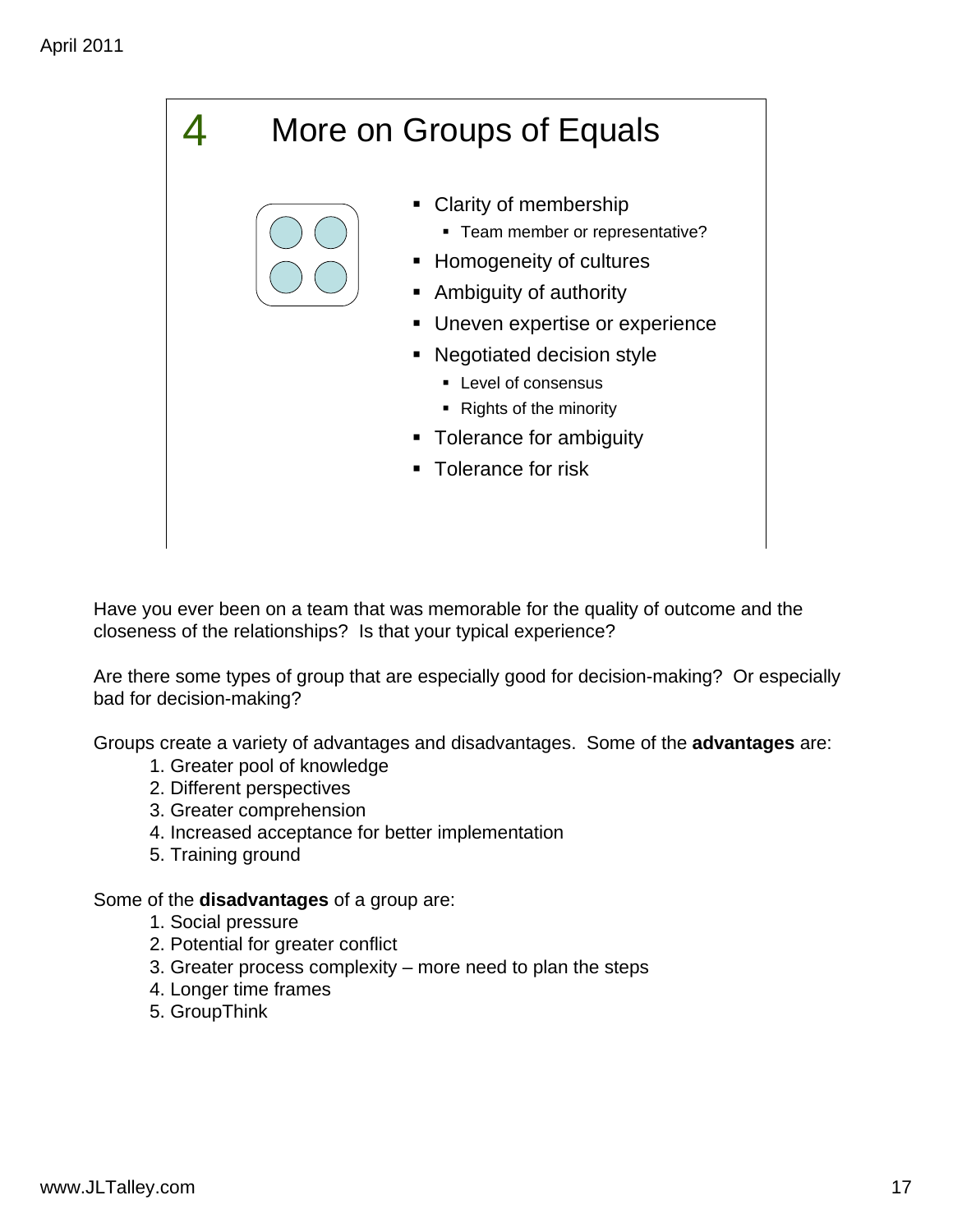## 4 More on Groups of Equals

- Clarity of membership
  - Team member or representative?
- Homogeneity of cultures
- Ambiguity of authority
- Uneven expertise or experience
- Negotiated decision style
  - Level of consensus
  - Rights of the minority
- Tolerance for ambiguity
- Tolerance for risk

Have you ever been on a team that was memorable for the quality of outcome and the closeness of the relationships? Is that your typical experience?

Are there some types of group that are especially good for decision-making? Or especially bad for decision-making?

Groups create a variety of advantages and disadvantages. Some of the **advantages** are:

1. Greater pool of knowledge
2. Different perspectives
3. Greater comprehension
4. Increased acceptance for better implementation
5. Training ground

Some of the **disadvantages** of a group are:

1. Social pressure
2. Potential for greater conflict
3. Greater process complexity – more need to plan the steps
4. Longer time frames
5. GroupThink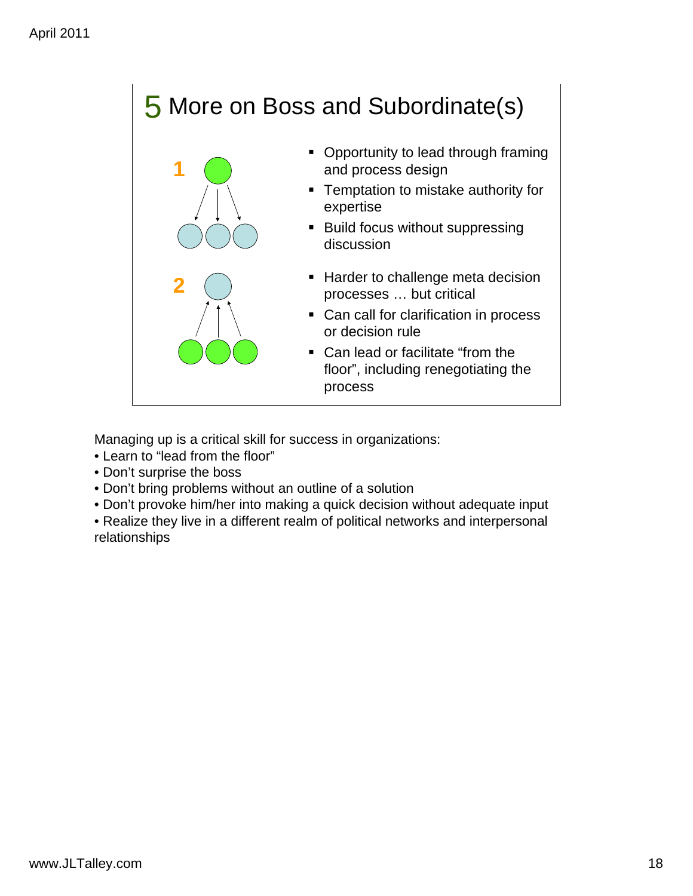## 5 More on Boss and Subordinate(s)

**1**

- Opportunity to lead through framing and process design
- Temptation to mistake authority for expertise
- Build focus without suppressing discussion

**2**

- Harder to challenge meta decision processes … but critical
- Can call for clarification in process or decision rule
- Can lead or facilitate "from the floor", including renegotiating the process

Managing up is a critical skill for success in organizations:

- Learn to "lead from the floor"
- Don't surprise the boss
- Don't bring problems without an outline of a solution
- Don't provoke him/her into making a quick decision without adequate input
- Realize they live in a different realm of political networks and interpersonal relationships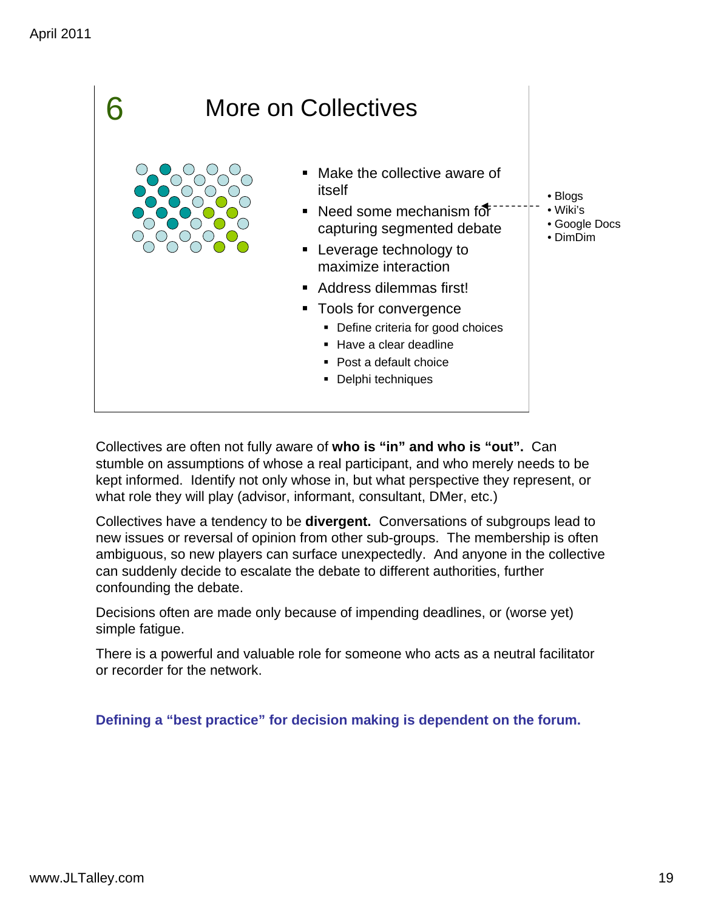## 6 More on Collectives

- Make the collective aware of itself
- Need some mechanism for capturing segmented debate
  - Blogs
  - Wiki's
  - Google Docs
  - DimDim
- Leverage technology to maximize interaction
- Address dilemmas first!
- Tools for convergence
  - Define criteria for good choices
  - Have a clear deadline
  - Post a default choice
  - Delphi techniques

Collectives are often not fully aware of **who is "in" and who is "out".** Can stumble on assumptions of whose a real participant, and who merely needs to be kept informed. Identify not only whose in, but what perspective they represent, or what role they will play (advisor, informant, consultant, DMer, etc.)

Collectives have a tendency to be **divergent.** Conversations of subgroups lead to new issues or reversal of opinion from other sub-groups. The membership is often ambiguous, so new players can surface unexpectedly. And anyone in the collective can suddenly decide to escalate the debate to different authorities, further confounding the debate.

Decisions often are made only because of impending deadlines, or (worse yet) simple fatigue.

There is a powerful and valuable role for someone who acts as a neutral facilitator or recorder for the network.

**Defining a "best practice" for decision making is dependent on the forum.**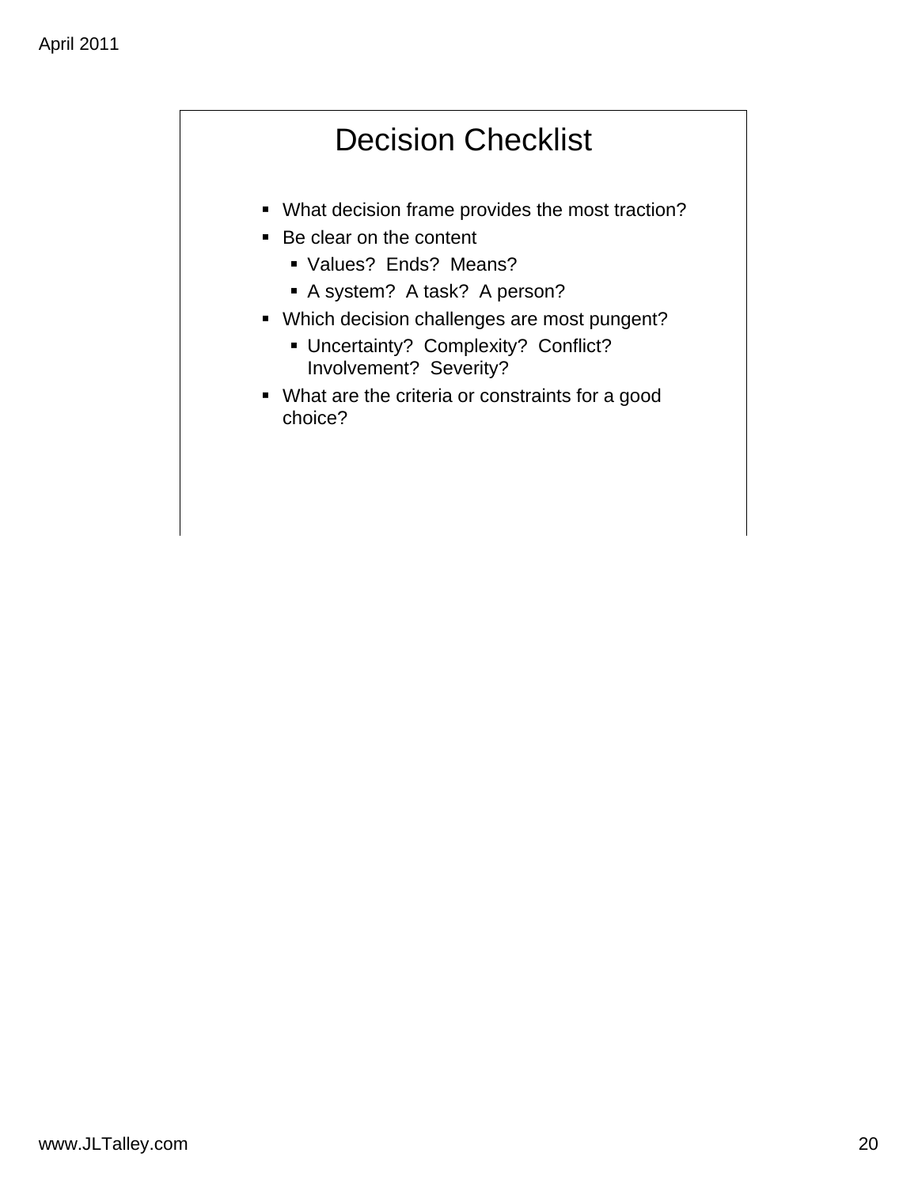# Decision Checklist

- What decision frame provides the most traction?
- Be clear on the content
  - Values?  Ends?  Means?
  - A system?  A task?  A person?
- Which decision challenges are most pungent?
  - Uncertainty?  Complexity?  Conflict?  Involvement?  Severity?
- What are the criteria or constraints for a good choice?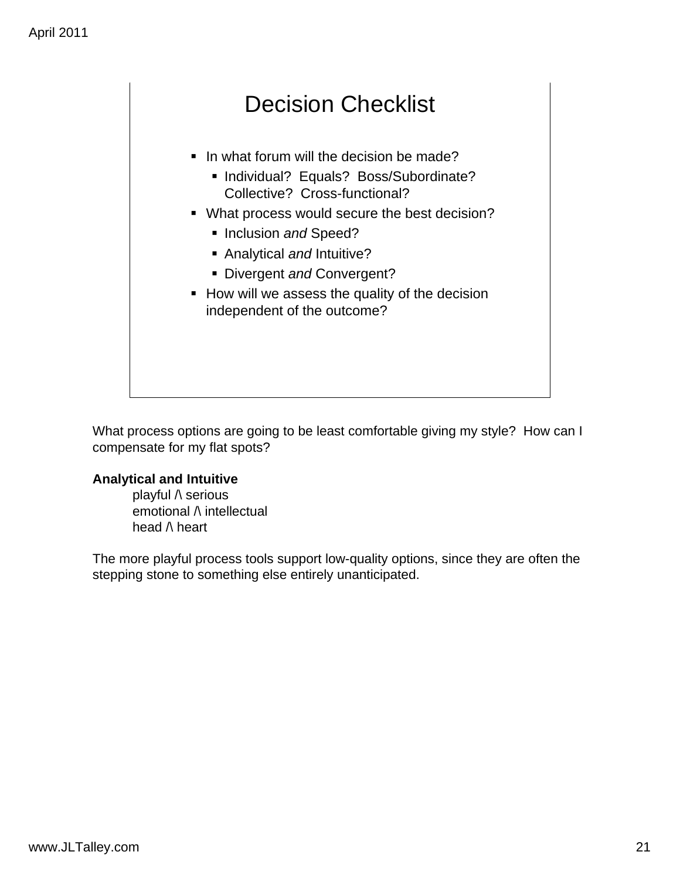## Decision Checklist

- In what forum will the decision be made?
  - Individual? Equals? Boss/Subordinate? Collective? Cross-functional?
- What process would secure the best decision?
  - Inclusion *and* Speed?
  - Analytical *and* Intuitive?
  - Divergent *and* Convergent?
- How will we assess the quality of the decision independent of the outcome?

What process options are going to be least comfortable giving my style? How can I compensate for my flat spots?

**Analytical and Intuitive**

playful /\ serious
emotional /\ intellectual
head /\ heart

The more playful process tools support low-quality options, since they are often the stepping stone to something else entirely unanticipated.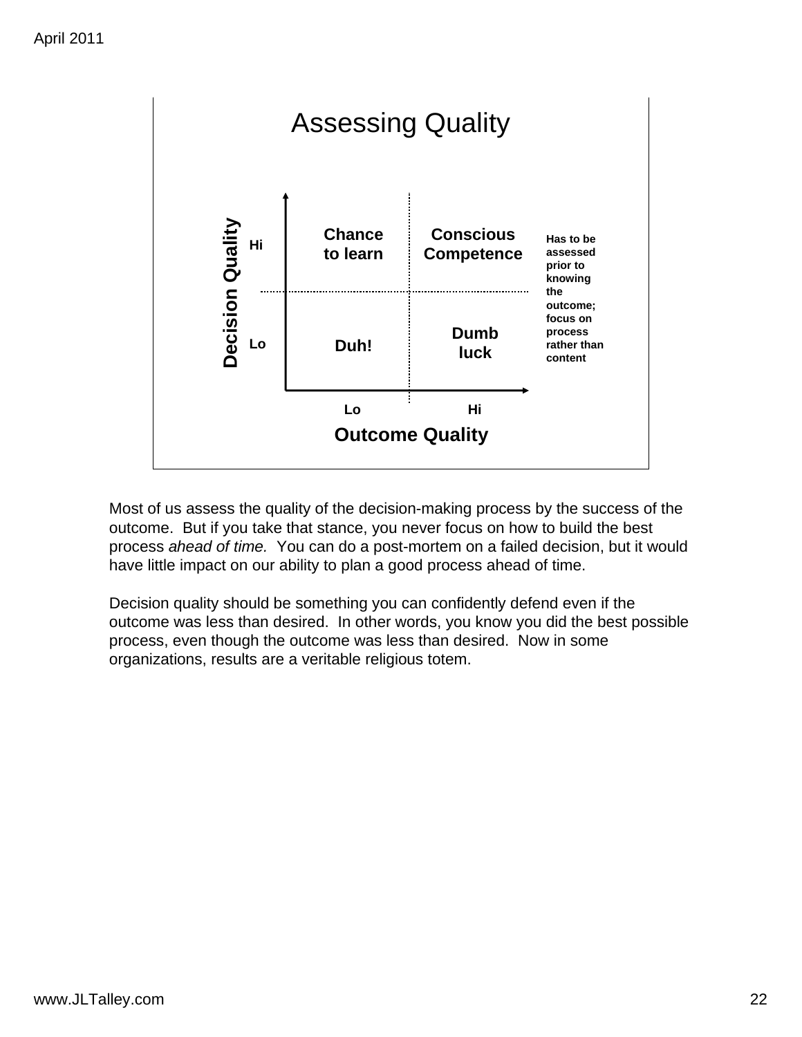## Assessing Quality

| Decision Quality | Outcome Quality: Lo | Outcome Quality: Hi |
|---|---|---|
| Hi | Chance to learn | Conscious Competence |
| Lo | Duh! | Dumb luck |

**Has to be assessed prior to knowing the outcome; focus on process rather than content**

Most of us assess the quality of the decision-making process by the success of the outcome. But if you take that stance, you never focus on how to build the best process *ahead of time.* You can do a post-mortem on a failed decision, but it would have little impact on our ability to plan a good process ahead of time.

Decision quality should be something you can confidently defend even if the outcome was less than desired. In other words, you know you did the best possible process, even though the outcome was less than desired. Now in some organizations, results are a veritable religious totem.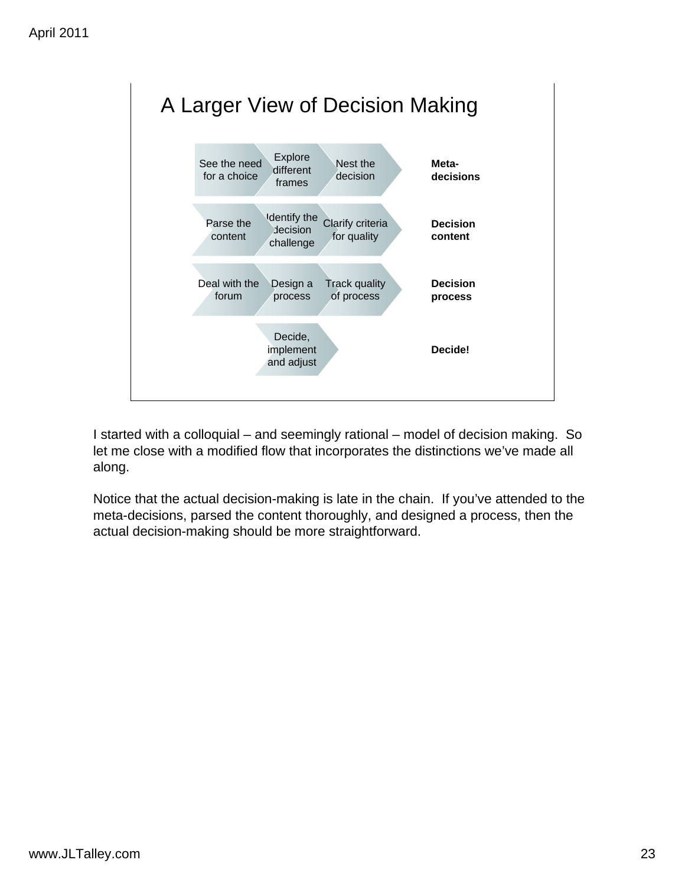## A Larger View of Decision Making

| | | | |
|---|---|---|---|
| See the need for a choice | Explore different frames | Nest the decision | **Meta-decisions** |
| Parse the content | Identify the decision challenge | Clarify criteria for quality | **Decision content** |
| Deal with the forum | Design a process | Track quality of process | **Decision process** |
| | Decide, implement and adjust | | **Decide!** |

I started with a colloquial – and seemingly rational – model of decision making. So let me close with a modified flow that incorporates the distinctions we've made all along.

Notice that the actual decision-making is late in the chain. If you've attended to the meta-decisions, parsed the content thoroughly, and designed a process, then the actual decision-making should be more straightforward.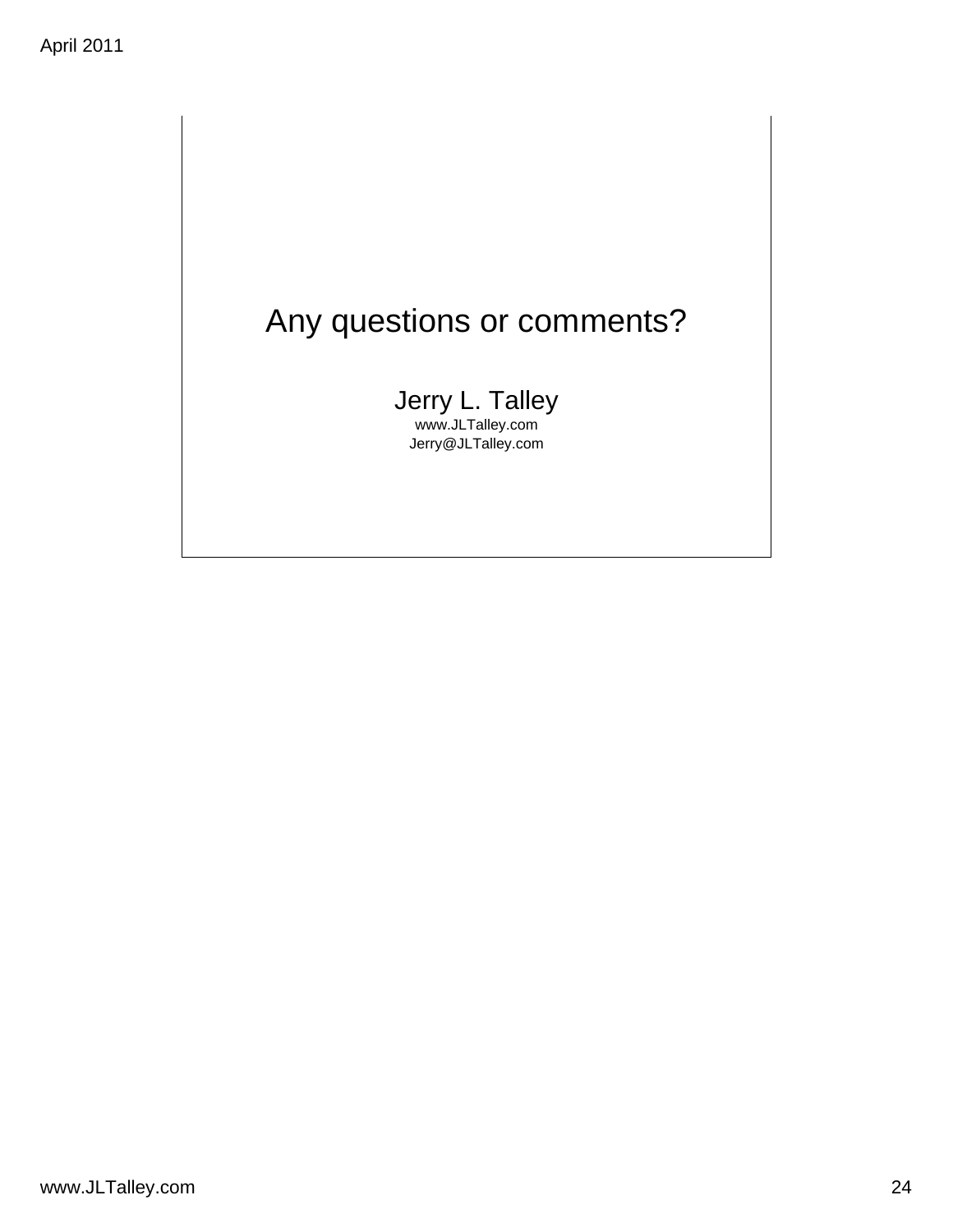Any questions or comments?

Jerry L. Talley

www.JLTalley.com

Jerry@JLTalley.com